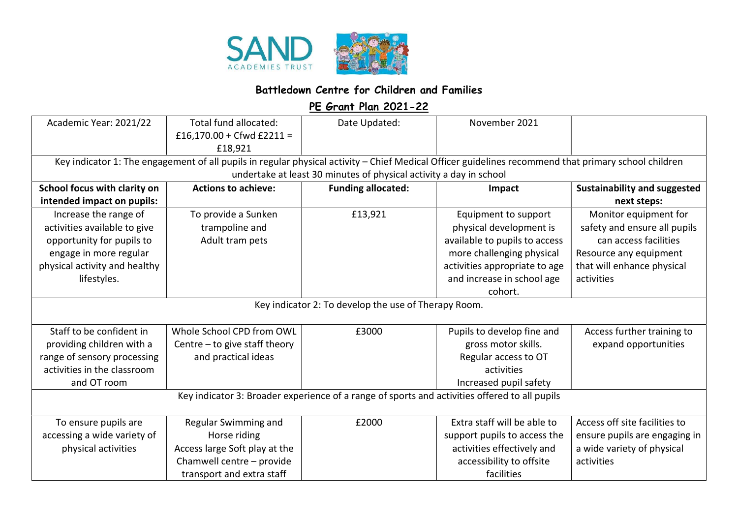SAND ACADEMIES TRUST

# Battledown Centre for Children and Families

## PE Grant Plan 2021-22

| Academic Year: 2021/22 | Total fund allocated: £16,170.00 + Cfwd £2211 = £18,921 | Date Updated: | November 2021 | |
|---|---|---|---|---|
| Key indicator 1: The engagement of all pupils in regular physical activity – Chief Medical Officer guidelines recommend that primary school children undertake at least 30 minutes of physical activity a day in school | | | | |
| **School focus with clarity on intended impact on pupils:** | **Actions to achieve:** | **Funding allocated:** | **Impact** | **Sustainability and suggested next steps:** |
| Increase the range of activities available to give opportunity for pupils to engage in more regular physical activity and healthy lifestyles. | To provide a Sunken trampoline and Adult tram pets | £13,921 | Equipment to support physical development is available to pupils to access more challenging physical activities appropriate to age and increase in school age cohort. | Monitor equipment for safety and ensure all pupils can access facilities Resource any equipment that will enhance physical activities |
| Key indicator 2: To develop the use of Therapy Room. | | | | |
| Staff to be confident in providing children with a range of sensory processing activities in the classroom and OT room | Whole School CPD from OWL Centre – to give staff theory and practical ideas | £3000 | Pupils to develop fine and gross motor skills. Regular access to OT activities Increased pupil safety | Access further training to expand opportunities |
| Key indicator 3: Broader experience of a range of sports and activities offered to all pupils | | | | |
| To ensure pupils are accessing a wide variety of physical activities | Regular Swimming and Horse riding Access large Soft play at the Chamwell centre – provide transport and extra staff | £2000 | Extra staff will be able to support pupils to access the activities effectively and accessibility to offsite facilities | Access off site facilities to ensure pupils are engaging in a wide variety of physical activities |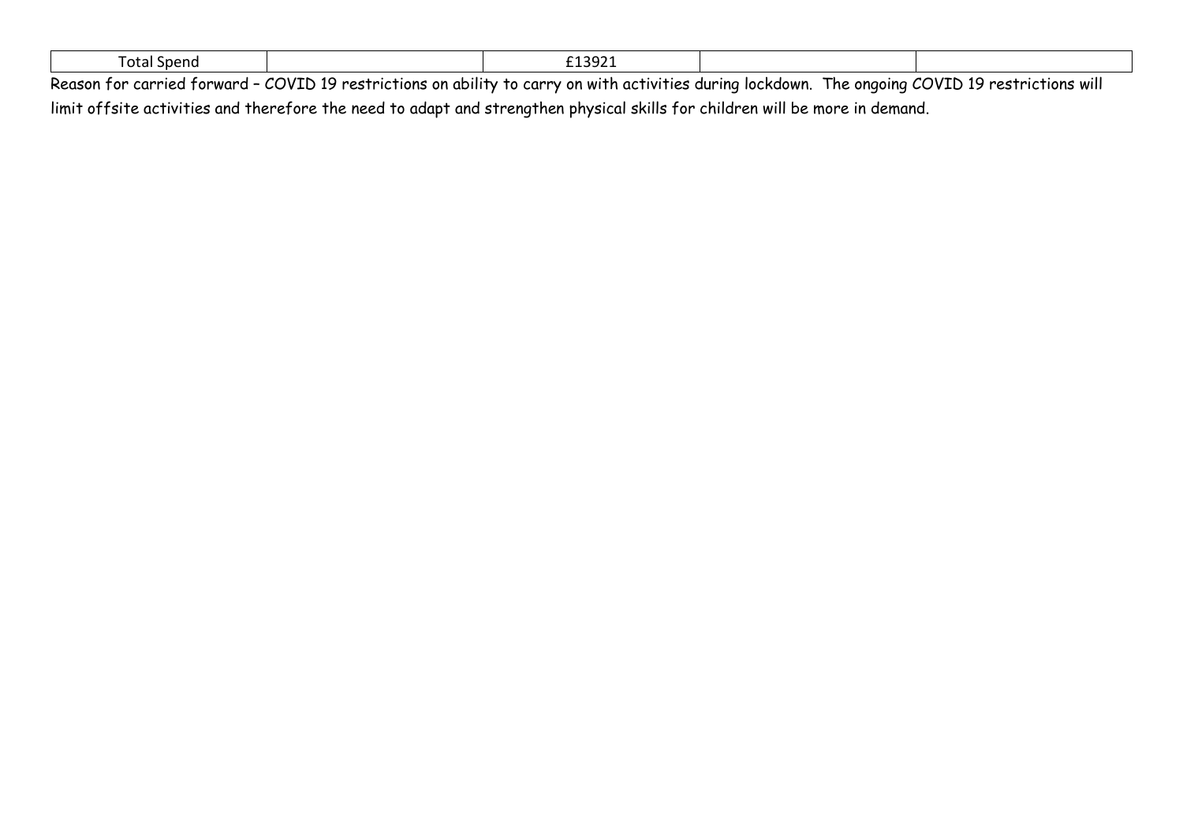| | | | | |
|---|---|---|---|---|
| Total Spend | | £13921 | | |

Reason for carried forward – COVID 19 restrictions on ability to carry on with activities during lockdown. The ongoing COVID 19 restrictions will limit offsite activities and therefore the need to adapt and strengthen physical skills for children will be more in demand.